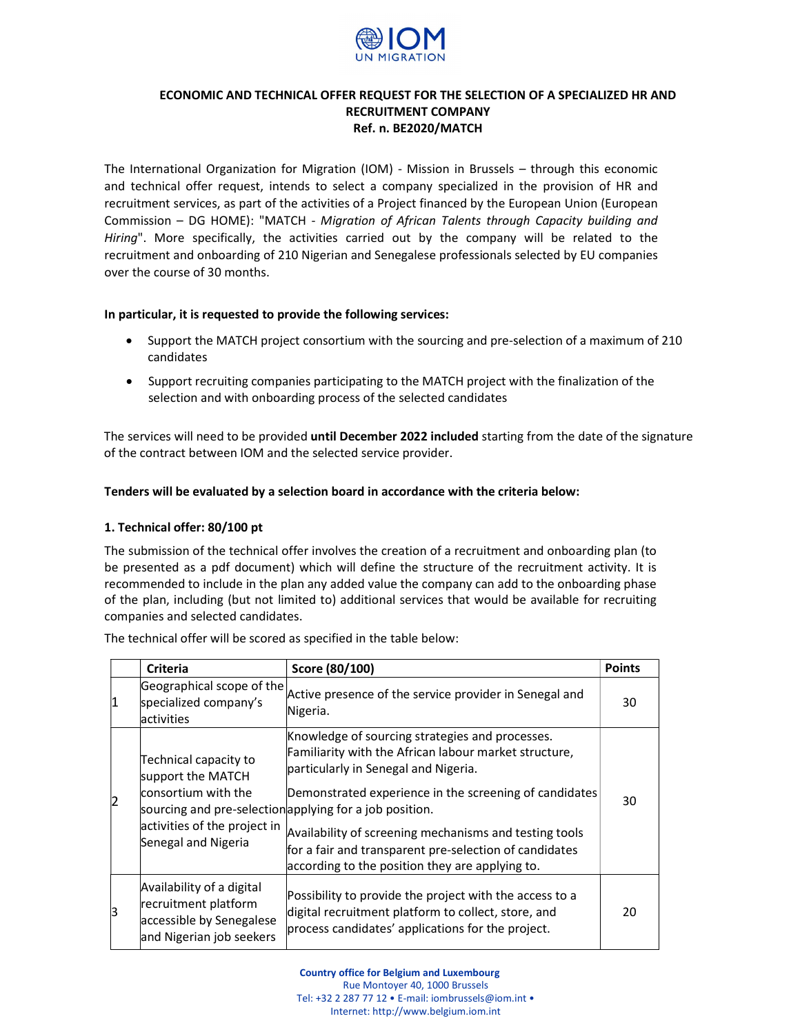# ECONOMIC AND TECHNICAL OFFER REQUEST FOR THE SELECTION OF A SPECIALIZED HR AND RECRUITMENT COMPANY

**Ref. n. BE2020/MATCH**

The International Organization for Migration (IOM) - Mission in Brussels – through this economic and technical offer request, intends to select a company specialized in the provision of HR and recruitment services, as part of the activities of a Project financed by the European Union (European Commission – DG HOME): "MATCH - *Migration of African Talents through Capacity building and Hiring*". More specifically, the activities carried out by the company will be related to the recruitment and onboarding of 210 Nigerian and Senegalese professionals selected by EU companies over the course of 30 months.

**In particular, it is requested to provide the following services:**

- Support the MATCH project consortium with the sourcing and pre-selection of a maximum of 210 candidates
- Support recruiting companies participating to the MATCH project with the finalization of the selection and with onboarding process of the selected candidates

The services will need to be provided **until December 2022 included** starting from the date of the signature of the contract between IOM and the selected service provider.

**Tenders will be evaluated by a selection board in accordance with the criteria below:**

**1. Technical offer: 80/100 pt**

The submission of the technical offer involves the creation of a recruitment and onboarding plan (to be presented as a pdf document) which will define the structure of the recruitment activity. It is recommended to include in the plan any added value the company can add to the onboarding phase of the plan, including (but not limited to) additional services that would be available for recruiting companies and selected candidates.

The technical offer will be scored as specified in the table below:

| | Criteria | Score (80/100) | Points |
|---|---|---|---|
| 1 | Geographical scope of the specialized company's activities | Active presence of the service provider in Senegal and Nigeria. | 30 |
| 2 | Technical capacity to support the MATCH consortium with the sourcing and pre-selection activities of the project in Senegal and Nigeria | Knowledge of sourcing strategies and processes. Familiarity with the African labour market structure, particularly in Senegal and Nigeria.<br><br>Demonstrated experience in the screening of candidates applying for a job position.<br><br>Availability of screening mechanisms and testing tools for a fair and transparent pre-selection of candidates according to the position they are applying to. | 30 |
| 3 | Availability of a digital recruitment platform accessible by Senegalese and Nigerian job seekers | Possibility to provide the project with the access to a digital recruitment platform to collect, store, and process candidates' applications for the project. | 20 |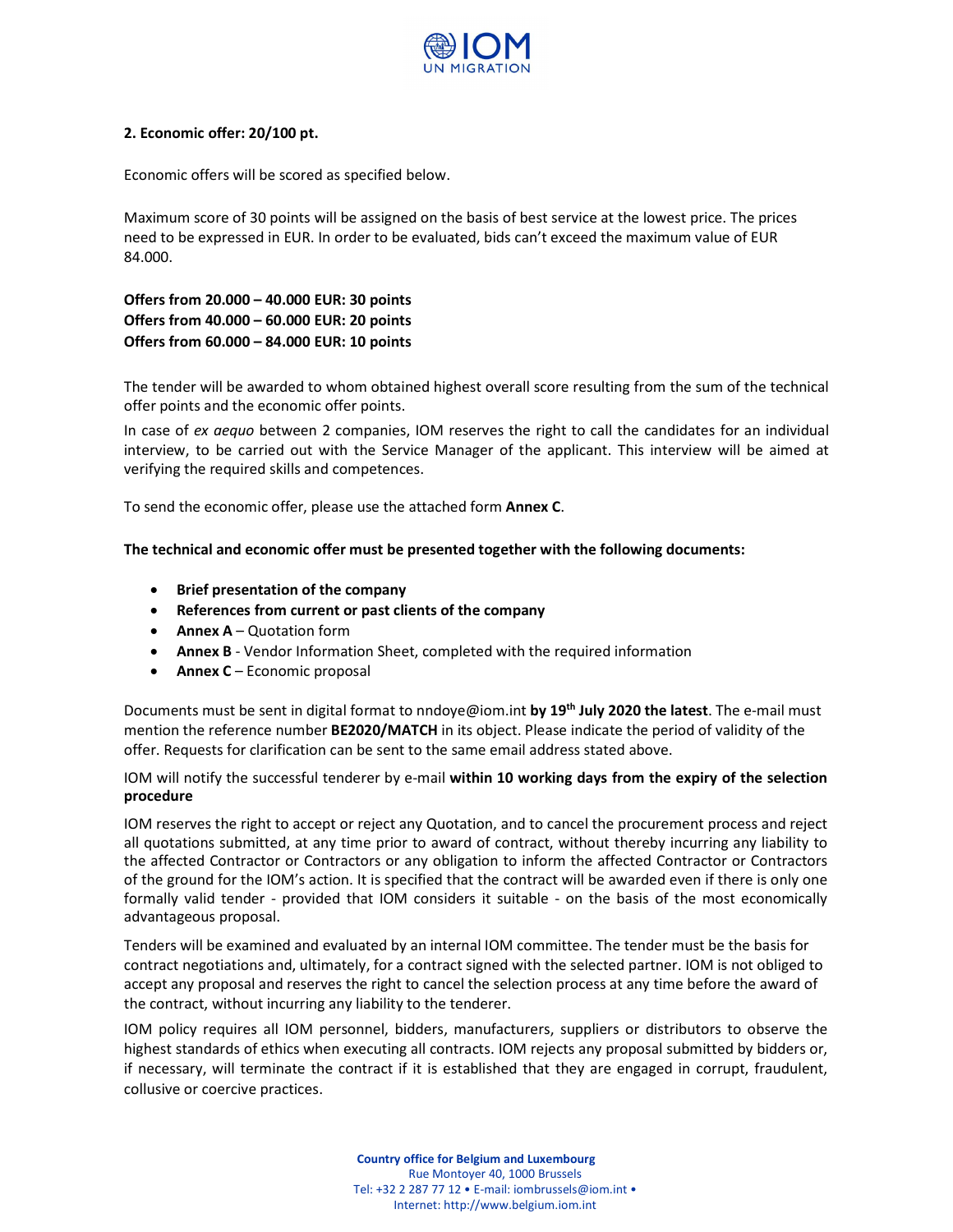**2. Economic offer: 20/100 pt.**

Economic offers will be scored as specified below.

Maximum score of 30 points will be assigned on the basis of best service at the lowest price. The prices need to be expressed in EUR. In order to be evaluated, bids can't exceed the maximum value of EUR 84.000.

**Offers from 20.000 – 40.000 EUR: 30 points**
**Offers from 40.000 – 60.000 EUR: 20 points**
**Offers from 60.000 – 84.000 EUR: 10 points**

The tender will be awarded to whom obtained highest overall score resulting from the sum of the technical offer points and the economic offer points.

In case of *ex aequo* between 2 companies, IOM reserves the right to call the candidates for an individual interview, to be carried out with the Service Manager of the applicant. This interview will be aimed at verifying the required skills and competences.

To send the economic offer, please use the attached form **Annex C**.

**The technical and economic offer must be presented together with the following documents:**

- **Brief presentation of the company**
- **References from current or past clients of the company**
- **Annex A** – Quotation form
- **Annex B** - Vendor Information Sheet, completed with the required information
- **Annex C** – Economic proposal

Documents must be sent in digital format to nndoye@iom.int **by 19th July 2020 the latest**. The e-mail must mention the reference number **BE2020/MATCH** in its object. Please indicate the period of validity of the offer. Requests for clarification can be sent to the same email address stated above.

IOM will notify the successful tenderer by e-mail **within 10 working days from the expiry of the selection procedure**

IOM reserves the right to accept or reject any Quotation, and to cancel the procurement process and reject all quotations submitted, at any time prior to award of contract, without thereby incurring any liability to the affected Contractor or Contractors or any obligation to inform the affected Contractor or Contractors of the ground for the IOM's action. It is specified that the contract will be awarded even if there is only one formally valid tender - provided that IOM considers it suitable - on the basis of the most economically advantageous proposal.

Tenders will be examined and evaluated by an internal IOM committee. The tender must be the basis for contract negotiations and, ultimately, for a contract signed with the selected partner. IOM is not obliged to accept any proposal and reserves the right to cancel the selection process at any time before the award of the contract, without incurring any liability to the tenderer.

IOM policy requires all IOM personnel, bidders, manufacturers, suppliers or distributors to observe the highest standards of ethics when executing all contracts. IOM rejects any proposal submitted by bidders or, if necessary, will terminate the contract if it is established that they are engaged in corrupt, fraudulent, collusive or coercive practices.